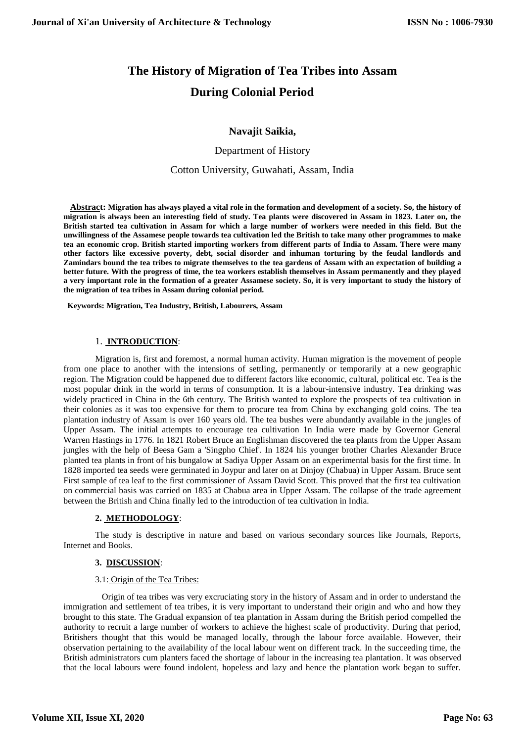# The History of Migration of Tea Tribes into Assam During Colonial Period

**Navajit Saikia,**

Department of History

Cotton University, Guwahati, Assam, India

**Abstract: Migration has always played a vital role in the formation and development of a society. So, the history of migration is always been an interesting field of study. Tea plants were discovered in Assam in 1823. Later on, the British started tea cultivation in Assam for which a large number of workers were needed in this field. But the unwillingness of the Assamese people towards tea cultivation led the British to take many other programmes to make tea an economic crop. British started importing workers from different parts of India to Assam. There were many other factors like excessive poverty, debt, social disorder and inhuman torturing by the feudal landlords and Zamindars bound the tea tribes to migrate themselves to the tea gardens of Assam with an expectation of building a better future. With the progress of time, the tea workers establish themselves in Assam permanently and they played a very important role in the formation of a greater Assamese society. So, it is very important to study the history of the migration of tea tribes in Assam during colonial period.**

**Keywords: Migration, Tea Industry, British, Labourers, Assam**

## 1. INTRODUCTION:

Migration is, first and foremost, a normal human activity. Human migration is the movement of people from one place to another with the intensions of settling, permanently or temporarily at a new geographic region. The Migration could be happened due to different factors like economic, cultural, political etc. Tea is the most popular drink in the world in terms of consumption. It is a labour-intensive industry. Tea drinking was widely practiced in China in the 6th century. The British wanted to explore the prospects of tea cultivation in their colonies as it was too expensive for them to procure tea from China by exchanging gold coins. The tea plantation industry of Assam is over 160 years old. The tea bushes were abundantly available in the jungles of Upper Assam. The initial attempts to encourage tea cultivation 1n India were made by Governor General Warren Hastings in 1776. In 1821 Robert Bruce an Englishman discovered the tea plants from the Upper Assam jungles with the help of Beesa Gam a 'Singpho Chief'. In 1824 his younger brother Charles Alexander Bruce planted tea plants in front of his bungalow at Sadiya Upper Assam on an experimental basis for the first time. In 1828 imported tea seeds were germinated in Joypur and later on at Dinjoy (Chabua) in Upper Assam. Bruce sent First sample of tea leaf to the first commissioner of Assam David Scott. This proved that the first tea cultivation on commercial basis was carried on 1835 at Chabua area in Upper Assam. The collapse of the trade agreement between the British and China finally led to the introduction of tea cultivation in India.

## 2. METHODOLOGY:

The study is descriptive in nature and based on various secondary sources like Journals, Reports, Internet and Books.

## 3. DISCUSSION:

### 3.1: Origin of the Tea Tribes:

Origin of tea tribes was very excruciating story in the history of Assam and in order to understand the immigration and settlement of tea tribes, it is very important to understand their origin and who and how they brought to this state. The Gradual expansion of tea plantation in Assam during the British period compelled the authority to recruit a large number of workers to achieve the highest scale of productivity. During that period, Britishers thought that this would be managed locally, through the labour force available. However, their observation pertaining to the availability of the local labour went on different track. In the succeeding time, the British administrators cum planters faced the shortage of labour in the increasing tea plantation. It was observed that the local labours were found indolent, hopeless and lazy and hence the plantation work began to suffer.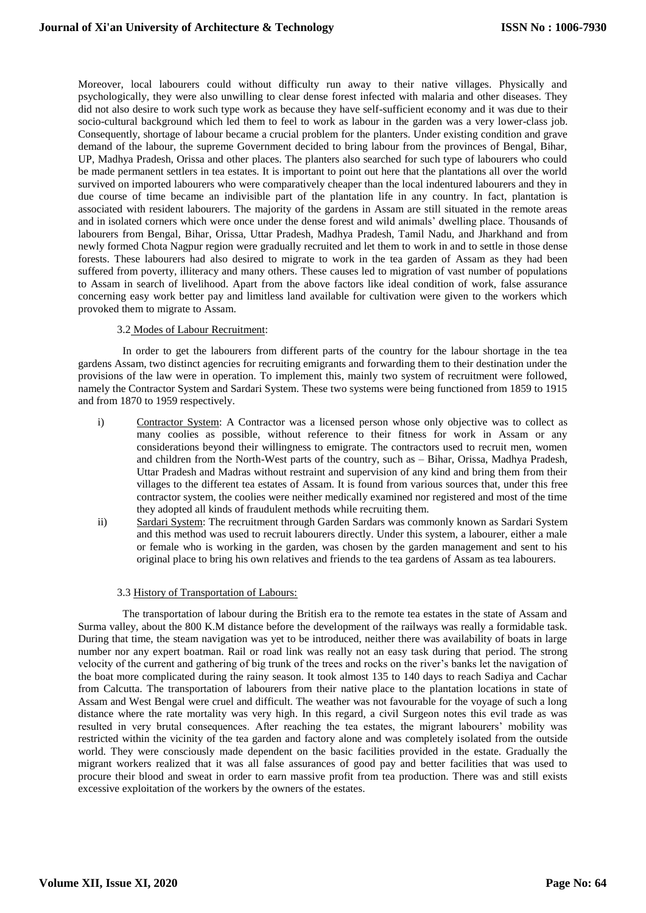Moreover, local labourers could without difficulty run away to their native villages. Physically and psychologically, they were also unwilling to clear dense forest infected with malaria and other diseases. They did not also desire to work such type work as because they have self-sufficient economy and it was due to their socio-cultural background which led them to feel to work as labour in the garden was a very lower-class job. Consequently, shortage of labour became a crucial problem for the planters. Under existing condition and grave demand of the labour, the supreme Government decided to bring labour from the provinces of Bengal, Bihar, UP, Madhya Pradesh, Orissa and other places. The planters also searched for such type of labourers who could be made permanent settlers in tea estates. It is important to point out here that the plantations all over the world survived on imported labourers who were comparatively cheaper than the local indentured labourers and they in due course of time became an indivisible part of the plantation life in any country. In fact, plantation is associated with resident labourers. The majority of the gardens in Assam are still situated in the remote areas and in isolated corners which were once under the dense forest and wild animals' dwelling place. Thousands of labourers from Bengal, Bihar, Orissa, Uttar Pradesh, Madhya Pradesh, Tamil Nadu, and Jharkhand and from newly formed Chota Nagpur region were gradually recruited and let them to work in and to settle in those dense forests. These labourers had also desired to migrate to work in the tea garden of Assam as they had been suffered from poverty, illiteracy and many others. These causes led to migration of vast number of populations to Assam in search of livelihood. Apart from the above factors like ideal condition of work, false assurance concerning easy work better pay and limitless land available for cultivation were given to the workers which provoked them to migrate to Assam.

### 3.2 Modes of Labour Recruitment:

In order to get the labourers from different parts of the country for the labour shortage in the tea gardens Assam, two distinct agencies for recruiting emigrants and forwarding them to their destination under the provisions of the law were in operation. To implement this, mainly two system of recruitment were followed, namely the Contractor System and Sardari System. These two systems were being functioned from 1859 to 1915 and from 1870 to 1959 respectively.

i) Contractor System: A Contractor was a licensed person whose only objective was to collect as many coolies as possible, without reference to their fitness for work in Assam or any considerations beyond their willingness to emigrate. The contractors used to recruit men, women and children from the North-West parts of the country, such as – Bihar, Orissa, Madhya Pradesh, Uttar Pradesh and Madras without restraint and supervision of any kind and bring them from their villages to the different tea estates of Assam. It is found from various sources that, under this free contractor system, the coolies were neither medically examined nor registered and most of the time they adopted all kinds of fraudulent methods while recruiting them.

ii) Sardari System: The recruitment through Garden Sardars was commonly known as Sardari System and this method was used to recruit labourers directly. Under this system, a labourer, either a male or female who is working in the garden, was chosen by the garden management and sent to his original place to bring his own relatives and friends to the tea gardens of Assam as tea labourers.

### 3.3 History of Transportation of Labours:

The transportation of labour during the British era to the remote tea estates in the state of Assam and Surma valley, about the 800 K.M distance before the development of the railways was really a formidable task. During that time, the steam navigation was yet to be introduced, neither there was availability of boats in large number nor any expert boatman. Rail or road link was really not an easy task during that period. The strong velocity of the current and gathering of big trunk of the trees and rocks on the river's banks let the navigation of the boat more complicated during the rainy season. It took almost 135 to 140 days to reach Sadiya and Cachar from Calcutta. The transportation of labourers from their native place to the plantation locations in state of Assam and West Bengal were cruel and difficult. The weather was not favourable for the voyage of such a long distance where the rate mortality was very high. In this regard, a civil Surgeon notes this evil trade as was resulted in very brutal consequences. After reaching the tea estates, the migrant labourers' mobility was restricted within the vicinity of the tea garden and factory alone and was completely isolated from the outside world. They were consciously made dependent on the basic facilities provided in the estate. Gradually the migrant workers realized that it was all false assurances of good pay and better facilities that was used to procure their blood and sweat in order to earn massive profit from tea production. There was and still exists excessive exploitation of the workers by the owners of the estates.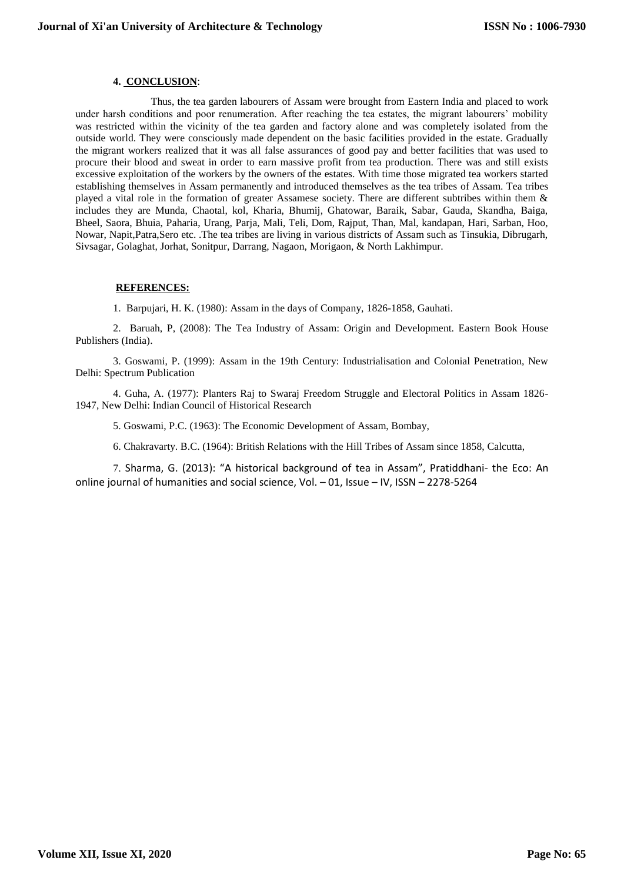## 4. CONCLUSION:

Thus, the tea garden labourers of Assam were brought from Eastern India and placed to work under harsh conditions and poor renumeration. After reaching the tea estates, the migrant labourers' mobility was restricted within the vicinity of the tea garden and factory alone and was completely isolated from the outside world. They were consciously made dependent on the basic facilities provided in the estate. Gradually the migrant workers realized that it was all false assurances of good pay and better facilities that was used to procure their blood and sweat in order to earn massive profit from tea production. There was and still exists excessive exploitation of the workers by the owners of the estates. With time those migrated tea workers started establishing themselves in Assam permanently and introduced themselves as the tea tribes of Assam. Tea tribes played a vital role in the formation of greater Assamese society. There are different subtribes within them & includes they are Munda, Chaotal, kol, Kharia, Bhumij, Ghatowar, Baraik, Sabar, Gauda, Skandha, Baiga, Bheel, Saora, Bhuia, Paharia, Urang, Parja, Mali, Teli, Dom, Rajput, Than, Mal, kandapan, Hari, Sarban, Hoo, Nowar, Napit,Patra,Sero etc. .The tea tribes are living in various districts of Assam such as Tinsukia, Dibrugarh, Sivsagar, Golaghat, Jorhat, Sonitpur, Darrang, Nagaon, Morigaon, & North Lakhimpur.

## REFERENCES:

1. Barpujari, H. K. (1980): Assam in the days of Company, 1826-1858, Gauhati.
2. Baruah, P, (2008): The Tea Industry of Assam: Origin and Development. Eastern Book House Publishers (India).
3. Goswami, P. (1999): Assam in the 19th Century: Industrialisation and Colonial Penetration, New Delhi: Spectrum Publication
4. Guha, A. (1977): Planters Raj to Swaraj Freedom Struggle and Electoral Politics in Assam 1826-1947, New Delhi: Indian Council of Historical Research
5. Goswami, P.C. (1963): The Economic Development of Assam, Bombay,
6. Chakravarty. B.C. (1964): British Relations with the Hill Tribes of Assam since 1858, Calcutta,
7. Sharma, G. (2013): "A historical background of tea in Assam", Pratiddhani- the Eco: An online journal of humanities and social science, Vol. – 01, Issue – IV, ISSN – 2278-5264